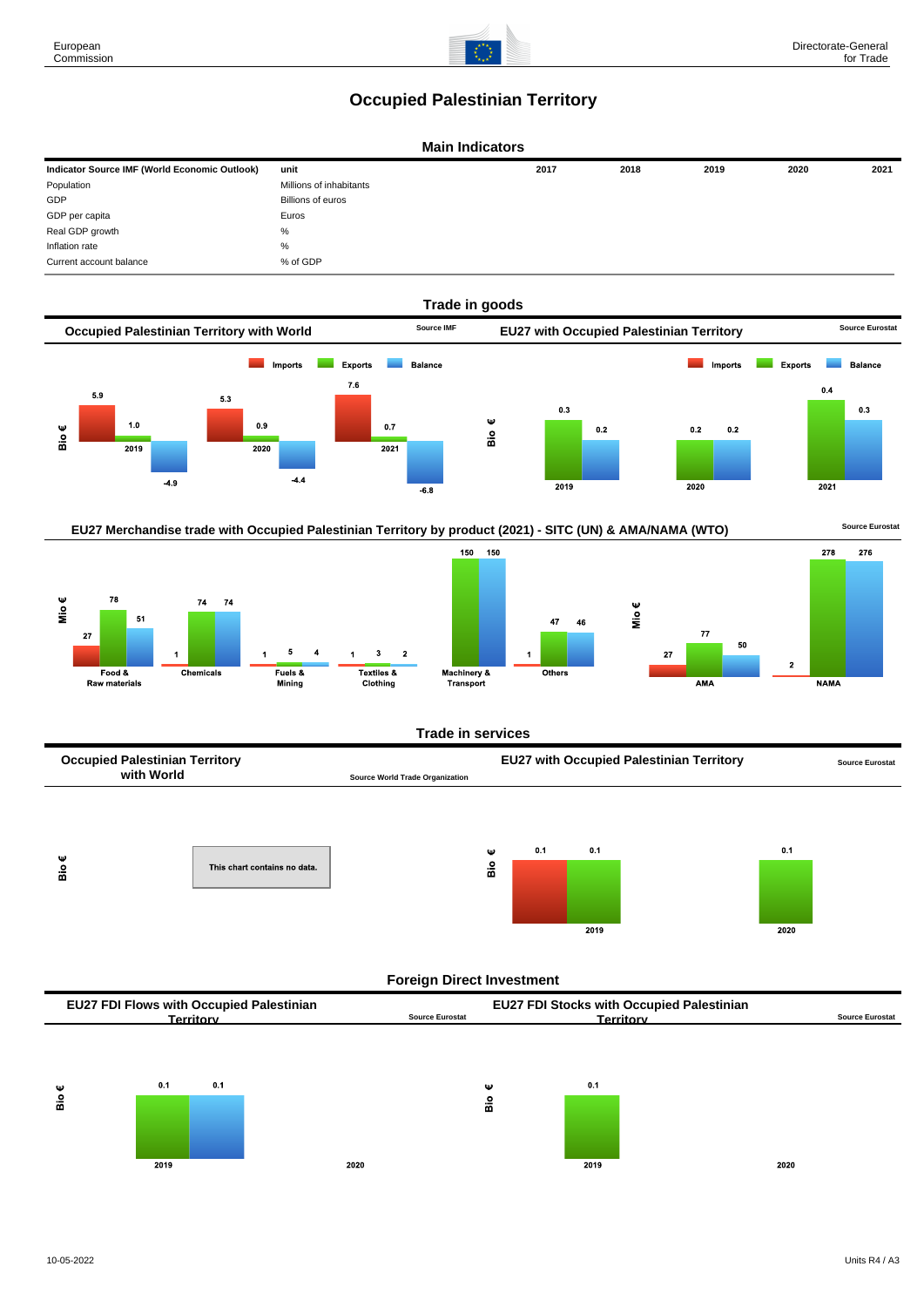# Occupied Palestinian Territory

## Main Indicators

| Indicator Source IMF (World Economic Outlook) | unit | 2017 | 2018 | 2019 | 2020 | 2021 |
|---|---|---|---|---|---|---|
| Population | Millions of inhabitants | | | | | |
| GDP | Billions of euros | | | | | |
| GDP per capita | Euros | | | | | |
| Real GDP growth | % | | | | | |
| Inflation rate | % | | | | | |
| Current account balance | % of GDP | | | | | |

## Trade in goods

### Occupied Palestinian Territory with World

Source IMF

Bio €

| Year | Imports | Exports | Balance |
|---|---|---|---|
| 2019 | 5.9 | 1.0 | -4.9 |
| 2020 | 5.3 | 0.9 | -4.4 |
| 2021 | 7.6 | 0.7 | -6.8 |

### EU27 with Occupied Palestinian Territory

Source Eurostat

Bio €

| Year | Imports | Exports | Balance |
|---|---|---|---|
| 2019 | | 0.3 | 0.2 |
| 2020 | | 0.2 | 0.2 |
| 2021 | | 0.4 | 0.3 |

### EU27 Merchandise trade with Occupied Palestinian Territory by product (2021) - SITC (UN) & AMA/NAMA (WTO)

Source Eurostat

Mio €

| Product | Imports | Exports | Balance |
|---|---|---|---|
| Food & Raw materials | 27 | 78 | 51 |
| Chemicals | 1 | 74 | 74 |
| Fuels & Mining | 1 | 5 | 4 |
| Textiles & Clothing | 1 | 3 | 2 |
| Machinery & Transport | | 150 | 150 |
| Others | 1 | 47 | 46 |

Mio €

| Product | Imports | Exports | Balance |
|---|---|---|---|
| AMA | 27 | 77 | 50 |
| NAMA | 2 | 278 | 276 |

## Trade in services

### Occupied Palestinian Territory with World

Source World Trade Organization

Bio €

This chart contains no data.

### EU27 with Occupied Palestinian Territory

Source Eurostat

Bio €

| Year | Imports | Exports |
|---|---|---|
| 2019 | 0.1 | 0.1 |
| 2020 | | 0.1 |

## Foreign Direct Investment

### EU27 FDI Flows with Occupied Palestinian Territory

Source Eurostat

Bio €

| Year | Outflows | Inflows |
|---|---|---|
| 2019 | 0.1 | 0.1 |
| 2020 | | |

### EU27 FDI Stocks with Occupied Palestinian Territory

Source Eurostat

Bio €

| Year | Outward |
|---|---|
| 2019 | 0.1 |
| 2020 | |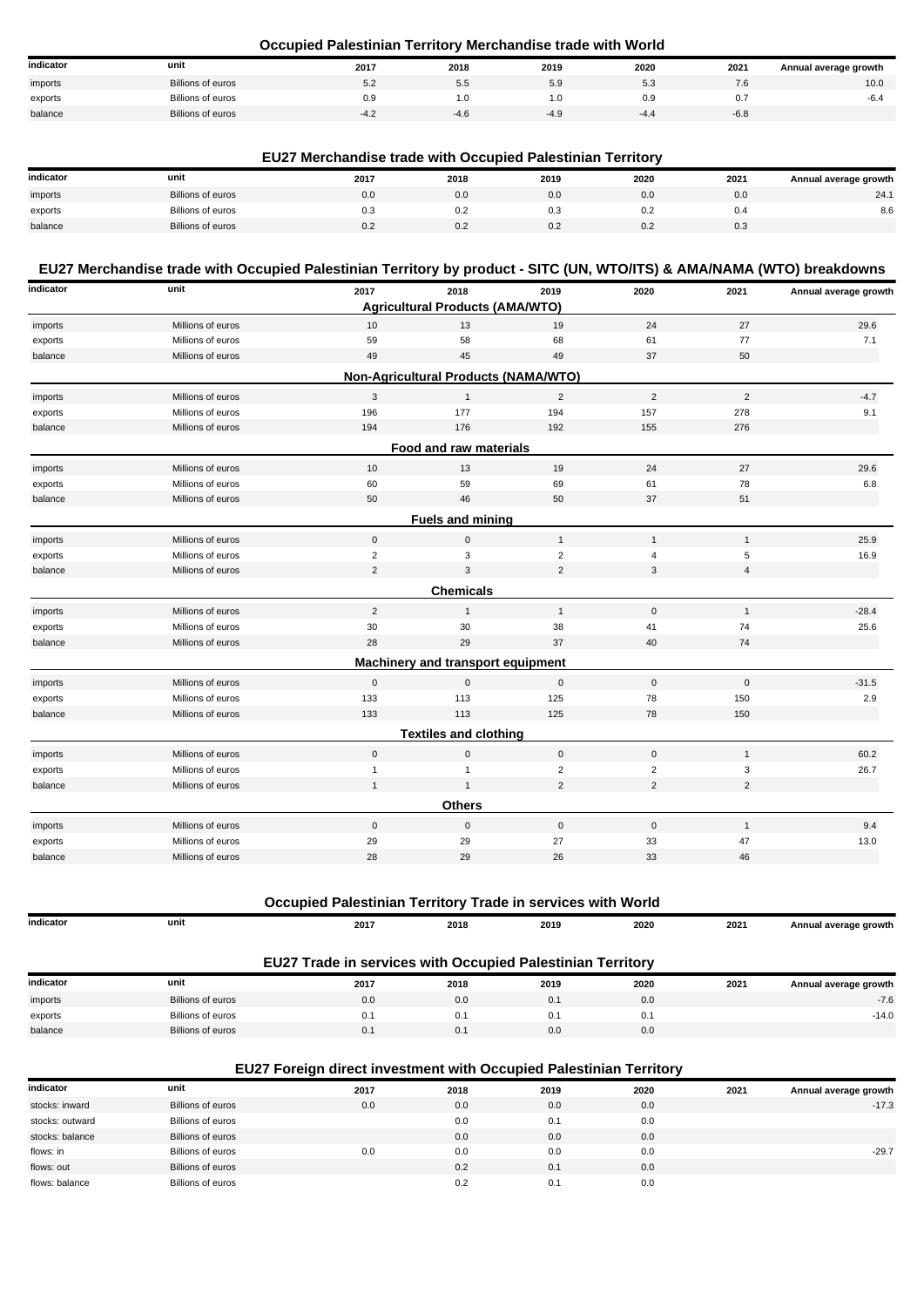## Occupied Palestinian Territory Merchandise trade with World

| indicator | unit | 2017 | 2018 | 2019 | 2020 | 2021 | Annual average growth |
|---|---|---|---|---|---|---|---|
| imports | Billions of euros | 5.2 | 5.5 | 5.9 | 5.3 | 7.6 | 10.0 |
| exports | Billions of euros | 0.9 | 1.0 | 1.0 | 0.9 | 0.7 | -6.4 |
| balance | Billions of euros | -4.2 | -4.6 | -4.9 | -4.4 | -6.8 | |

## EU27 Merchandise trade with Occupied Palestinian Territory

| indicator | unit | 2017 | 2018 | 2019 | 2020 | 2021 | Annual average growth |
|---|---|---|---|---|---|---|---|
| imports | Billions of euros | 0.0 | 0.0 | 0.0 | 0.0 | 0.0 | 24.1 |
| exports | Billions of euros | 0.3 | 0.2 | 0.3 | 0.2 | 0.4 | 8.6 |
| balance | Billions of euros | 0.2 | 0.2 | 0.2 | 0.2 | 0.3 | |

## EU27 Merchandise trade with Occupied Palestinian Territory by product - SITC (UN, WTO/ITS) & AMA/NAMA (WTO) breakdowns

| indicator | unit | 2017 | 2018 | 2019 | 2020 | 2021 | Annual average growth |
|---|---|---|---|---|---|---|---|
| | | | **Agricultural Products (AMA/WTO)** | | | | |
| imports | Millions of euros | 10 | 13 | 19 | 24 | 27 | 29.6 |
| exports | Millions of euros | 59 | 58 | 68 | 61 | 77 | 7.1 |
| balance | Millions of euros | 49 | 45 | 49 | 37 | 50 | |
| | | | **Non-Agricultural Products (NAMA/WTO)** | | | | |
| imports | Millions of euros | 3 | 1 | 2 | 2 | 2 | -4.7 |
| exports | Millions of euros | 196 | 177 | 194 | 157 | 278 | 9.1 |
| balance | Millions of euros | 194 | 176 | 192 | 155 | 276 | |
| | | | **Food and raw materials** | | | | |
| imports | Millions of euros | 10 | 13 | 19 | 24 | 27 | 29.6 |
| exports | Millions of euros | 60 | 59 | 69 | 61 | 78 | 6.8 |
| balance | Millions of euros | 50 | 46 | 50 | 37 | 51 | |
| | | | **Fuels and mining** | | | | |
| imports | Millions of euros | 0 | 0 | 1 | 1 | 1 | 25.9 |
| exports | Millions of euros | 2 | 3 | 2 | 4 | 5 | 16.9 |
| balance | Millions of euros | 2 | 3 | 2 | 3 | 4 | |
| | | | **Chemicals** | | | | |
| imports | Millions of euros | 2 | 1 | 1 | 0 | 1 | -28.4 |
| exports | Millions of euros | 30 | 30 | 38 | 41 | 74 | 25.6 |
| balance | Millions of euros | 28 | 29 | 37 | 40 | 74 | |
| | | | **Machinery and transport equipment** | | | | |
| imports | Millions of euros | 0 | 0 | 0 | 0 | 0 | -31.5 |
| exports | Millions of euros | 133 | 113 | 125 | 78 | 150 | 2.9 |
| balance | Millions of euros | 133 | 113 | 125 | 78 | 150 | |
| | | | **Textiles and clothing** | | | | |
| imports | Millions of euros | 0 | 0 | 0 | 0 | 1 | 60.2 |
| exports | Millions of euros | 1 | 1 | 2 | 2 | 3 | 26.7 |
| balance | Millions of euros | 1 | 1 | 2 | 2 | 2 | |
| | | | **Others** | | | | |
| imports | Millions of euros | 0 | 0 | 0 | 0 | 1 | 9.4 |
| exports | Millions of euros | 29 | 29 | 27 | 33 | 47 | 13.0 |
| balance | Millions of euros | 28 | 29 | 26 | 33 | 46 | |

## Occupied Palestinian Territory Trade in services with World

| indicator | unit | 2017 | 2018 | 2019 | 2020 | 2021 | Annual average growth |
|---|---|---|---|---|---|---|---|

## EU27 Trade in services with Occupied Palestinian Territory

| indicator | unit | 2017 | 2018 | 2019 | 2020 | 2021 | Annual average growth |
|---|---|---|---|---|---|---|---|
| imports | Billions of euros | 0.0 | 0.0 | 0.1 | 0.0 | | -7.6 |
| exports | Billions of euros | 0.1 | 0.1 | 0.1 | 0.1 | | -14.0 |
| balance | Billions of euros | 0.1 | 0.1 | 0.0 | 0.0 | | |

## EU27 Foreign direct investment with Occupied Palestinian Territory

| indicator | unit | 2017 | 2018 | 2019 | 2020 | 2021 | Annual average growth |
|---|---|---|---|---|---|---|---|
| stocks: inward | Billions of euros | 0.0 | 0.0 | 0.0 | 0.0 | | -17.3 |
| stocks: outward | Billions of euros | | 0.0 | 0.1 | 0.0 | | |
| stocks: balance | Billions of euros | | 0.0 | 0.0 | 0.0 | | |
| flows: in | Billions of euros | 0.0 | 0.0 | 0.0 | 0.0 | | -29.7 |
| flows: out | Billions of euros | | 0.2 | 0.1 | 0.0 | | |
| flows: balance | Billions of euros | | 0.2 | 0.1 | 0.0 | | |